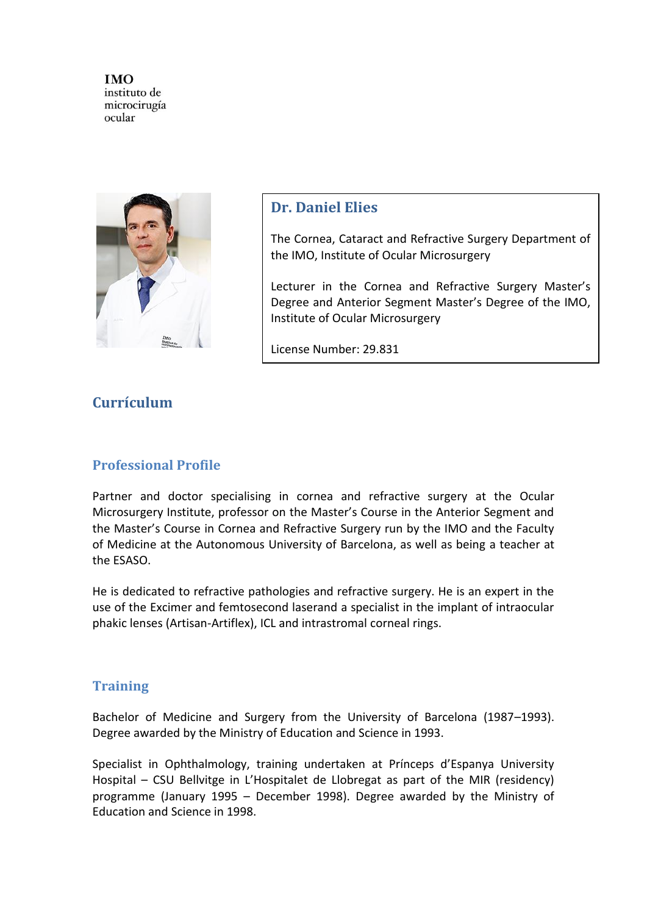**IMO**
instituto de
microcirugía
ocular

## Dr. Daniel Elies

The Cornea, Cataract and Refractive Surgery Department of the IMO, Institute of Ocular Microsurgery

Lecturer in the Cornea and Refractive Surgery Master's Degree and Anterior Segment Master's Degree of the IMO, Institute of Ocular Microsurgery

License Number: 29.831

# Currículum

## Professional Profile

Partner and doctor specialising in cornea and refractive surgery at the Ocular Microsurgery Institute, professor on the Master's Course in the Anterior Segment and the Master's Course in Cornea and Refractive Surgery run by the IMO and the Faculty of Medicine at the Autonomous University of Barcelona, as well as being a teacher at the ESASO.

He is dedicated to refractive pathologies and refractive surgery. He is an expert in the use of the Excimer and femtosecond laserand a specialist in the implant of intraocular phakic lenses (Artisan-Artiflex), ICL and intrastromal corneal rings.

## Training

Bachelor of Medicine and Surgery from the University of Barcelona (1987–1993). Degree awarded by the Ministry of Education and Science in 1993.

Specialist in Ophthalmology, training undertaken at Prínceps d'Espanya University Hospital – CSU Bellvitge in L'Hospitalet de Llobregat as part of the MIR (residency) programme (January 1995 – December 1998). Degree awarded by the Ministry of Education and Science in 1998.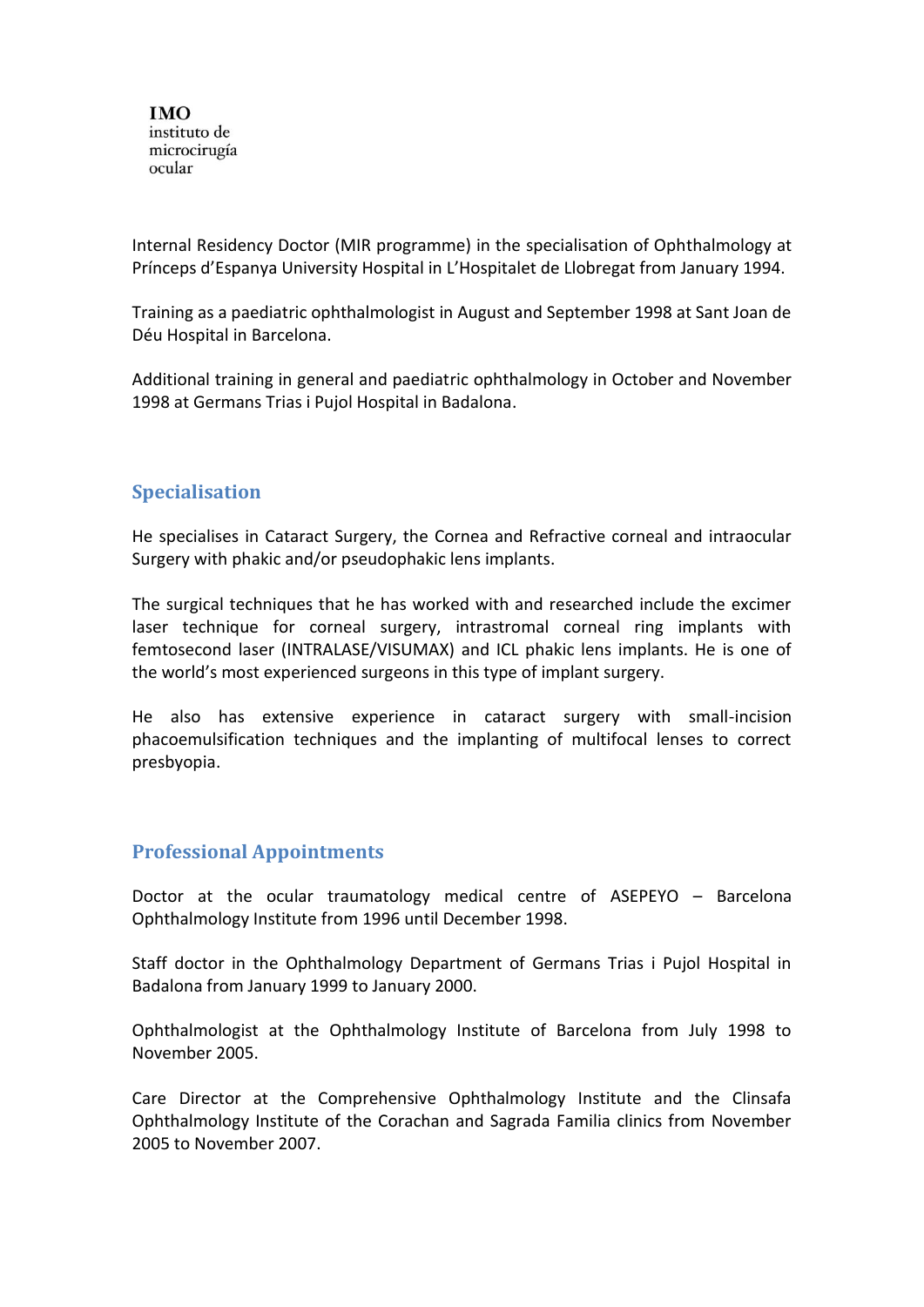Internal Residency Doctor (MIR programme) in the specialisation of Ophthalmology at Prínceps d'Espanya University Hospital in L'Hospitalet de Llobregat from January 1994.

Training as a paediatric ophthalmologist in August and September 1998 at Sant Joan de Déu Hospital in Barcelona.

Additional training in general and paediatric ophthalmology in October and November 1998 at Germans Trias i Pujol Hospital in Badalona.

## Specialisation

He specialises in Cataract Surgery, the Cornea and Refractive corneal and intraocular Surgery with phakic and/or pseudophakic lens implants.

The surgical techniques that he has worked with and researched include the excimer laser technique for corneal surgery, intrastromal corneal ring implants with femtosecond laser (INTRALASE/VISUMAX) and ICL phakic lens implants. He is one of the world's most experienced surgeons in this type of implant surgery.

He also has extensive experience in cataract surgery with small-incision phacoemulsification techniques and the implanting of multifocal lenses to correct presbyopia.

## Professional Appointments

Doctor at the ocular traumatology medical centre of ASEPEYO – Barcelona Ophthalmology Institute from 1996 until December 1998.

Staff doctor in the Ophthalmology Department of Germans Trias i Pujol Hospital in Badalona from January 1999 to January 2000.

Ophthalmologist at the Ophthalmology Institute of Barcelona from July 1998 to November 2005.

Care Director at the Comprehensive Ophthalmology Institute and the Clinsafa Ophthalmology Institute of the Corachan and Sagrada Familia clinics from November 2005 to November 2007.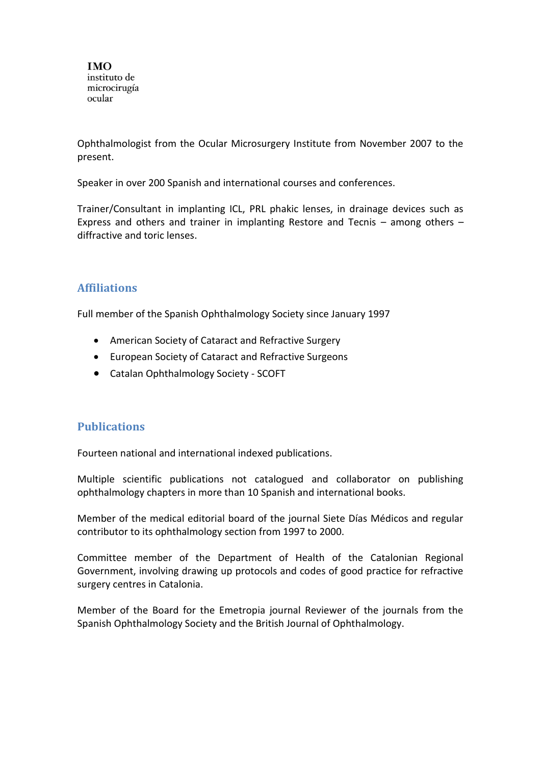**IMO**
instituto de
microcirugía
ocular

Ophthalmologist from the Ocular Microsurgery Institute from November 2007 to the present.

Speaker in over 200 Spanish and international courses and conferences.

Trainer/Consultant in implanting ICL, PRL phakic lenses, in drainage devices such as Express and others and trainer in implanting Restore and Tecnis – among others – diffractive and toric lenses.

## Affiliations

Full member of the Spanish Ophthalmology Society since January 1997

- American Society of Cataract and Refractive Surgery
- European Society of Cataract and Refractive Surgeons
- Catalan Ophthalmology Society - SCOFT

## Publications

Fourteen national and international indexed publications.

Multiple scientific publications not catalogued and collaborator on publishing ophthalmology chapters in more than 10 Spanish and international books.

Member of the medical editorial board of the journal Siete Días Médicos and regular contributor to its ophthalmology section from 1997 to 2000.

Committee member of the Department of Health of the Catalonian Regional Government, involving drawing up protocols and codes of good practice for refractive surgery centres in Catalonia.

Member of the Board for the Emetropia journal Reviewer of the journals from the Spanish Ophthalmology Society and the British Journal of Ophthalmology.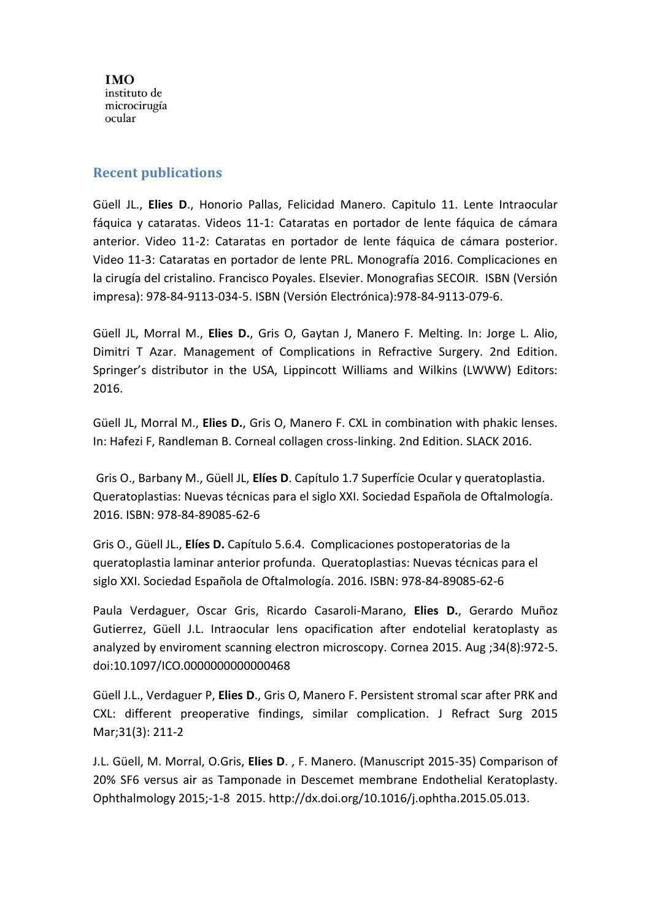**IMO**
instituto de
microcirugía
ocular

## Recent publications

Güell JL., **Elies D**., Honorio Pallas, Felicidad Manero. Capitulo 11. Lente Intraocular fáquica y cataratas. Videos 11-1: Cataratas en portador de lente fáquica de cámara anterior. Video 11-2: Cataratas en portador de lente fáquica de cámara posterior. Video 11-3: Cataratas en portador de lente PRL. Monografía 2016. Complicaciones en la cirugía del cristalino. Francisco Poyales. Elsevier. Monografias SECOIR. ISBN (Versión impresa): 978-84-9113-034-5. ISBN (Versión Electrónica):978-84-9113-079-6.

Güell JL, Morral M., **Elies D.**, Gris O, Gaytan J, Manero F. Melting. In: Jorge L. Alio, Dimitri T Azar. Management of Complications in Refractive Surgery. 2nd Edition. Springer's distributor in the USA, Lippincott Williams and Wilkins (LWWW) Editors: 2016.

Güell JL, Morral M., **Elies D.**, Gris O, Manero F. CXL in combination with phakic lenses. In: Hafezi F, Randleman B. Corneal collagen cross-linking. 2nd Edition. SLACK 2016.

Gris O., Barbany M., Güell JL, **Elíes D**. Capítulo 1.7 Superfície Ocular y queratoplastia. Queratoplastias: Nuevas técnicas para el siglo XXI. Sociedad Española de Oftalmología. 2016. ISBN: 978-84-89085-62-6

Gris O., Güell JL., **Elíes D.** Capítulo 5.6.4. Complicaciones postoperatorias de la queratoplastia laminar anterior profunda. Queratoplastias: Nuevas técnicas para el siglo XXI. Sociedad Española de Oftalmología. 2016. ISBN: 978-84-89085-62-6

Paula Verdaguer, Oscar Gris, Ricardo Casaroli-Marano, **Elies D.**, Gerardo Muñoz Gutierrez, Güell J.L. Intraocular lens opacification after endotelial keratoplasty as analyzed by enviroment scanning electron microscopy. Cornea 2015. Aug ;34(8):972-5. doi:10.1097/ICO.0000000000000468

Güell J.L., Verdaguer P, **Elies D**., Gris O, Manero F. Persistent stromal scar after PRK and CXL: different preoperative findings, similar complication. J Refract Surg 2015 Mar;31(3): 211-2

J.L. Güell, M. Morral, O.Gris, **Elies D**. , F. Manero. (Manuscript 2015-35) Comparison of 20% SF6 versus air as Tamponade in Descemet membrane Endothelial Keratoplasty. Ophthalmology 2015;-1-8 2015. http://dx.doi.org/10.1016/j.ophtha.2015.05.013.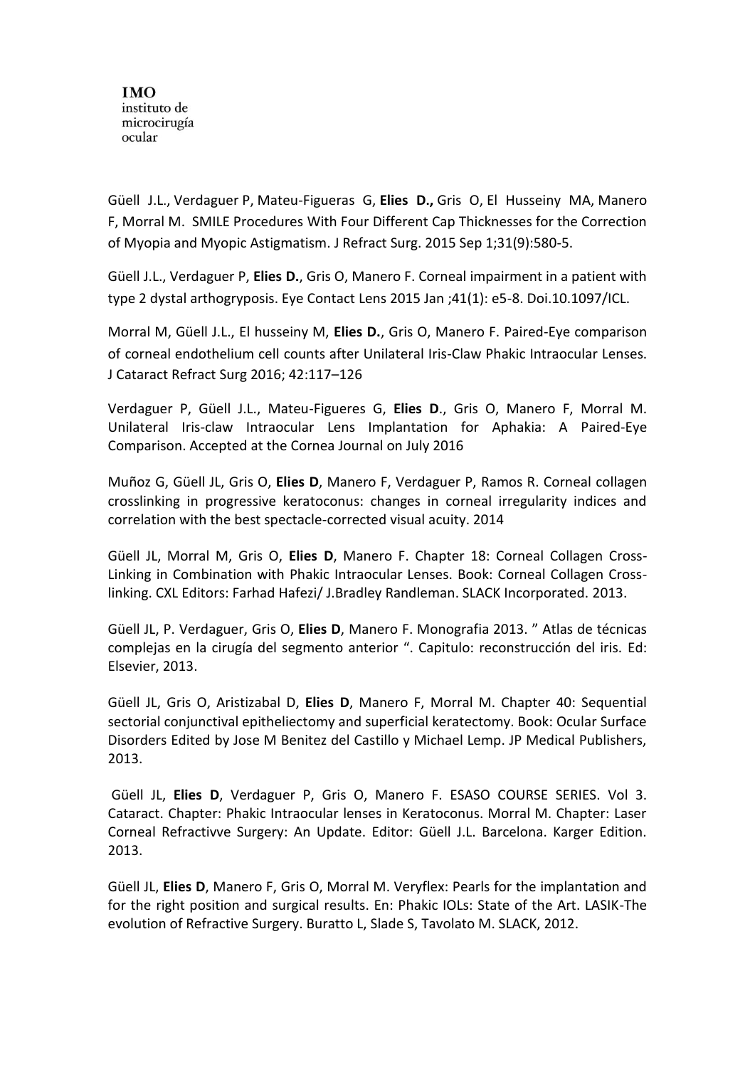Güell J.L., Verdaguer P, Mateu-Figueras G, **Elies D.,** Gris O, El Husseiny MA, Manero F, Morral M. SMILE Procedures With Four Different Cap Thicknesses for the Correction of Myopia and Myopic Astigmatism. J Refract Surg. 2015 Sep 1;31(9):580-5.

Güell J.L., Verdaguer P, **Elies D.**, Gris O, Manero F. Corneal impairment in a patient with type 2 dystal arthogryposis. Eye Contact Lens 2015 Jan ;41(1): e5-8. Doi.10.1097/ICL.

Morral M, Güell J.L., El husseiny M, **Elies D.**, Gris O, Manero F. Paired-Eye comparison of corneal endothelium cell counts after Unilateral Iris-Claw Phakic Intraocular Lenses. J Cataract Refract Surg 2016; 42:117–126

Verdaguer P, Güell J.L., Mateu-Figueres G, **Elies D**., Gris O, Manero F, Morral M. Unilateral Iris-claw Intraocular Lens Implantation for Aphakia: A Paired-Eye Comparison. Accepted at the Cornea Journal on July 2016

Muñoz G, Güell JL, Gris O, **Elies D**, Manero F, Verdaguer P, Ramos R. Corneal collagen crosslinking in progressive keratoconus: changes in corneal irregularity indices and correlation with the best spectacle-corrected visual acuity. 2014

Güell JL, Morral M, Gris O, **Elies D**, Manero F. Chapter 18: Corneal Collagen Cross-Linking in Combination with Phakic Intraocular Lenses. Book: Corneal Collagen Cross-linking. CXL Editors: Farhad Hafezi/ J.Bradley Randleman. SLACK Incorporated. 2013.

Güell JL, P. Verdaguer, Gris O, **Elies D**, Manero F. Monografia 2013. " Atlas de técnicas complejas en la cirugía del segmento anterior ". Capitulo: reconstrucción del iris. Ed: Elsevier, 2013.

Güell JL, Gris O, Aristizabal D, **Elies D**, Manero F, Morral M. Chapter 40: Sequential sectorial conjunctival epitheliectomy and superficial keratectomy. Book: Ocular Surface Disorders Edited by Jose M Benitez del Castillo y Michael Lemp. JP Medical Publishers, 2013.

Güell JL, **Elies D**, Verdaguer P, Gris O, Manero F. ESASO COURSE SERIES. Vol 3. Cataract. Chapter: Phakic Intraocular lenses in Keratoconus. Morral M. Chapter: Laser Corneal Refractivve Surgery: An Update. Editor: Güell J.L. Barcelona. Karger Edition. 2013.

Güell JL, **Elies D**, Manero F, Gris O, Morral M. Veryflex: Pearls for the implantation and for the right position and surgical results. En: Phakic IOLs: State of the Art. LASIK-The evolution of Refractive Surgery. Buratto L, Slade S, Tavolato M. SLACK, 2012.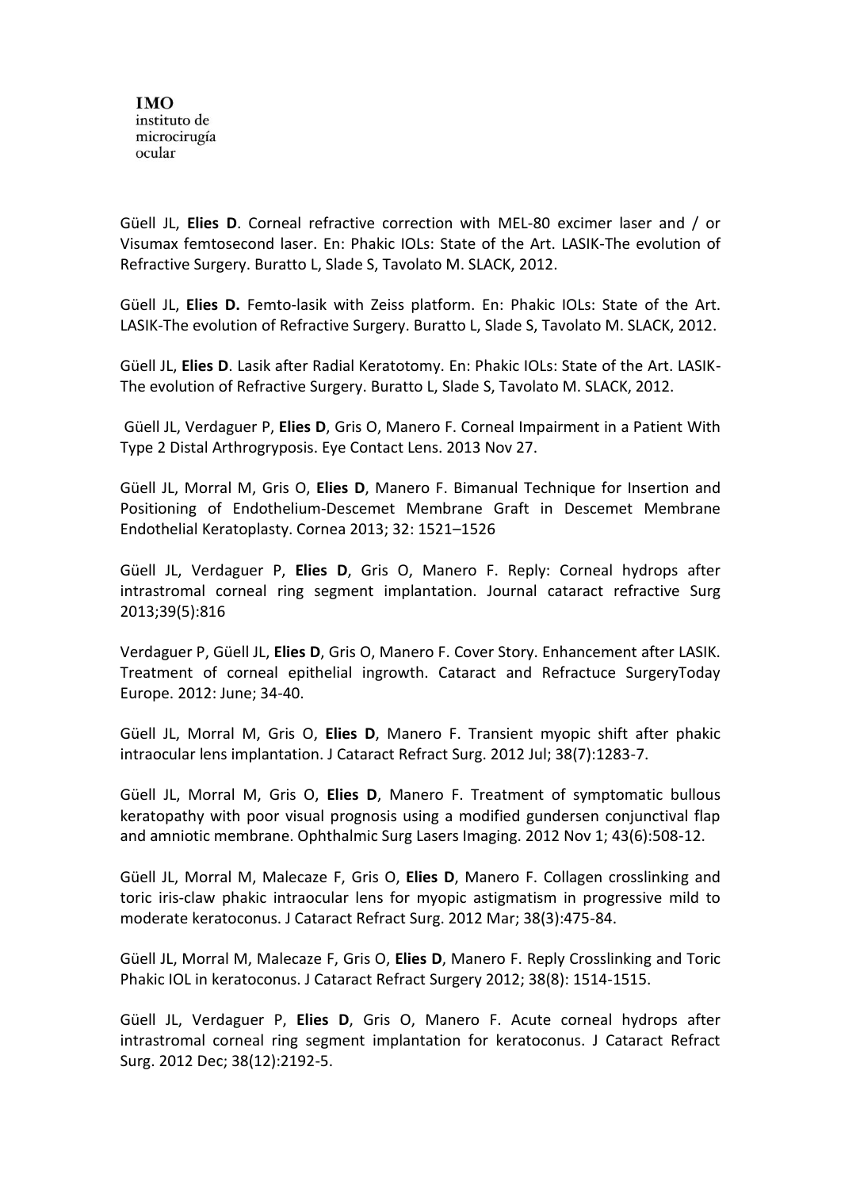**IMO**
instituto de
microcirugía
ocular

Güell JL, **Elies D**. Corneal refractive correction with MEL-80 excimer laser and / or Visumax femtosecond laser. En: Phakic IOLs: State of the Art. LASIK-The evolution of Refractive Surgery. Buratto L, Slade S, Tavolato M. SLACK, 2012.

Güell JL, **Elies D.** Femto-lasik with Zeiss platform. En: Phakic IOLs: State of the Art. LASIK-The evolution of Refractive Surgery. Buratto L, Slade S, Tavolato M. SLACK, 2012.

Güell JL, **Elies D**. Lasik after Radial Keratotomy. En: Phakic IOLs: State of the Art. LASIK-The evolution of Refractive Surgery. Buratto L, Slade S, Tavolato M. SLACK, 2012.

Güell JL, Verdaguer P, **Elies D**, Gris O, Manero F. Corneal Impairment in a Patient With Type 2 Distal Arthrogryposis. Eye Contact Lens. 2013 Nov 27.

Güell JL, Morral M, Gris O, **Elies D**, Manero F. Bimanual Technique for Insertion and Positioning of Endothelium-Descemet Membrane Graft in Descemet Membrane Endothelial Keratoplasty. Cornea 2013; 32: 1521–1526

Güell JL, Verdaguer P, **Elies D**, Gris O, Manero F. Reply: Corneal hydrops after intrastromal corneal ring segment implantation. Journal cataract refractive Surg 2013;39(5):816

Verdaguer P, Güell JL, **Elies D**, Gris O, Manero F. Cover Story. Enhancement after LASIK. Treatment of corneal epithelial ingrowth. Cataract and Refractuce SurgeryToday Europe. 2012: June; 34-40.

Güell JL, Morral M, Gris O, **Elies D**, Manero F. Transient myopic shift after phakic intraocular lens implantation. J Cataract Refract Surg. 2012 Jul; 38(7):1283-7.

Güell JL, Morral M, Gris O, **Elies D**, Manero F. Treatment of symptomatic bullous keratopathy with poor visual prognosis using a modified gundersen conjunctival flap and amniotic membrane. Ophthalmic Surg Lasers Imaging. 2012 Nov 1; 43(6):508-12.

Güell JL, Morral M, Malecaze F, Gris O, **Elies D**, Manero F. Collagen crosslinking and toric iris-claw phakic intraocular lens for myopic astigmatism in progressive mild to moderate keratoconus. J Cataract Refract Surg. 2012 Mar; 38(3):475-84.

Güell JL, Morral M, Malecaze F, Gris O, **Elies D**, Manero F. Reply Crosslinking and Toric Phakic IOL in keratoconus. J Cataract Refract Surgery 2012; 38(8): 1514-1515.

Güell JL, Verdaguer P, **Elies D**, Gris O, Manero F. Acute corneal hydrops after intrastromal corneal ring segment implantation for keratoconus. J Cataract Refract Surg. 2012 Dec; 38(12):2192-5.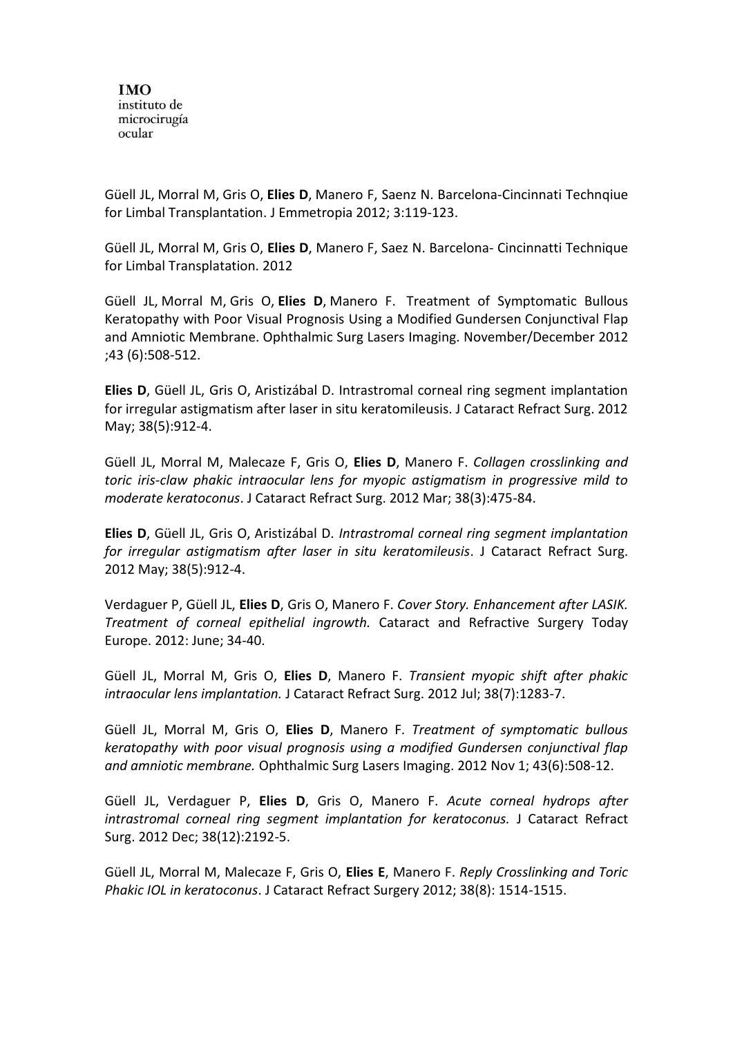**IMO**
instituto de
microcirugía
ocular

Güell JL, Morral M, Gris O, **Elies D**, Manero F, Saenz N. Barcelona-Cincinnati Technqiue for Limbal Transplantation. J Emmetropia 2012; 3:119-123.

Güell JL, Morral M, Gris O, **Elies D**, Manero F, Saez N. Barcelona- Cincinnatti Technique for Limbal Transplatation. 2012

Güell JL, Morral M, Gris O, **Elies D**, Manero F. Treatment of Symptomatic Bullous Keratopathy with Poor Visual Prognosis Using a Modified Gundersen Conjunctival Flap and Amniotic Membrane. Ophthalmic Surg Lasers Imaging. November/December 2012 ;43 (6):508-512.

**Elies D**, Güell JL, Gris O, Aristizábal D. Intrastromal corneal ring segment implantation for irregular astigmatism after laser in situ keratomileusis. J Cataract Refract Surg. 2012 May; 38(5):912-4.

Güell JL, Morral M, Malecaze F, Gris O, **Elies D**, Manero F. *Collagen crosslinking and toric iris-claw phakic intraocular lens for myopic astigmatism in progressive mild to moderate keratoconus*. J Cataract Refract Surg. 2012 Mar; 38(3):475-84.

**Elies D**, Güell JL, Gris O, Aristizábal D. *Intrastromal corneal ring segment implantation for irregular astigmatism after laser in situ keratomileusis*. J Cataract Refract Surg. 2012 May; 38(5):912-4.

Verdaguer P, Güell JL, **Elies D**, Gris O, Manero F. *Cover Story. Enhancement after LASIK. Treatment of corneal epithelial ingrowth.* Cataract and Refractive Surgery Today Europe. 2012: June; 34-40.

Güell JL, Morral M, Gris O, **Elies D**, Manero F. *Transient myopic shift after phakic intraocular lens implantation.* J Cataract Refract Surg. 2012 Jul; 38(7):1283-7.

Güell JL, Morral M, Gris O, **Elies D**, Manero F. *Treatment of symptomatic bullous keratopathy with poor visual prognosis using a modified Gundersen conjunctival flap and amniotic membrane.* Ophthalmic Surg Lasers Imaging. 2012 Nov 1; 43(6):508-12.

Güell JL, Verdaguer P, **Elies D**, Gris O, Manero F. *Acute corneal hydrops after intrastromal corneal ring segment implantation for keratoconus.* J Cataract Refract Surg. 2012 Dec; 38(12):2192-5.

Güell JL, Morral M, Malecaze F, Gris O, **Elies E**, Manero F. *Reply Crosslinking and Toric Phakic IOL in keratoconus*. J Cataract Refract Surgery 2012; 38(8): 1514-1515.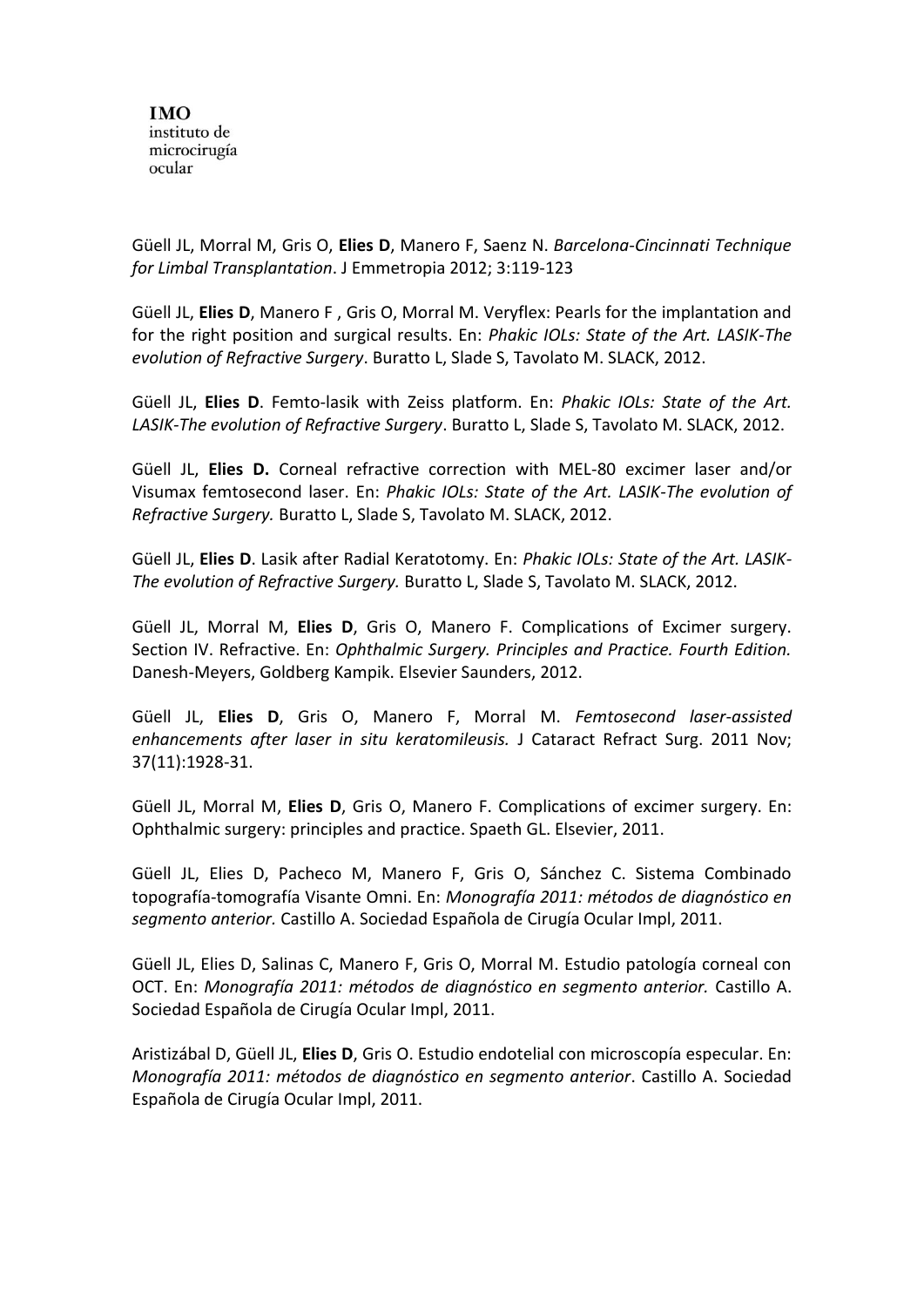Güell JL, Morral M, Gris O, **Elies D**, Manero F, Saenz N. *Barcelona-Cincinnati Technique for Limbal Transplantation*. J Emmetropia 2012; 3:119-123

Güell JL, **Elies D**, Manero F , Gris O, Morral M. Veryflex: Pearls for the implantation and for the right position and surgical results. En: *Phakic IOLs: State of the Art. LASIK-The evolution of Refractive Surgery*. Buratto L, Slade S, Tavolato M. SLACK, 2012.

Güell JL, **Elies D**. Femto-lasik with Zeiss platform. En: *Phakic IOLs: State of the Art. LASIK-The evolution of Refractive Surgery*. Buratto L, Slade S, Tavolato M. SLACK, 2012.

Güell JL, **Elies D.** Corneal refractive correction with MEL-80 excimer laser and/or Visumax femtosecond laser. En: *Phakic IOLs: State of the Art. LASIK-The evolution of Refractive Surgery.* Buratto L, Slade S, Tavolato M. SLACK, 2012.

Güell JL, **Elies D**. Lasik after Radial Keratotomy. En: *Phakic IOLs: State of the Art. LASIK-The evolution of Refractive Surgery.* Buratto L, Slade S, Tavolato M. SLACK, 2012.

Güell JL, Morral M, **Elies D**, Gris O, Manero F. Complications of Excimer surgery. Section IV. Refractive. En: *Ophthalmic Surgery. Principles and Practice. Fourth Edition.* Danesh-Meyers, Goldberg Kampik. Elsevier Saunders, 2012.

Güell JL, **Elies D**, Gris O, Manero F, Morral M. *Femtosecond laser-assisted enhancements after laser in situ keratomileusis.* J Cataract Refract Surg. 2011 Nov; 37(11):1928-31.

Güell JL, Morral M, **Elies D**, Gris O, Manero F. Complications of excimer surgery. En: Ophthalmic surgery: principles and practice. Spaeth GL. Elsevier, 2011.

Güell JL, Elies D, Pacheco M, Manero F, Gris O, Sánchez C. Sistema Combinado topografía-tomografía Visante Omni. En: *Monografía 2011: métodos de diagnóstico en segmento anterior.* Castillo A. Sociedad Española de Cirugía Ocular Impl, 2011.

Güell JL, Elies D, Salinas C, Manero F, Gris O, Morral M. Estudio patología corneal con OCT. En: *Monografía 2011: métodos de diagnóstico en segmento anterior.* Castillo A. Sociedad Española de Cirugía Ocular Impl, 2011.

Aristizábal D, Güell JL, **Elies D**, Gris O. Estudio endotelial con microscopía especular. En: *Monografía 2011: métodos de diagnóstico en segmento anterior*. Castillo A. Sociedad Española de Cirugía Ocular Impl, 2011.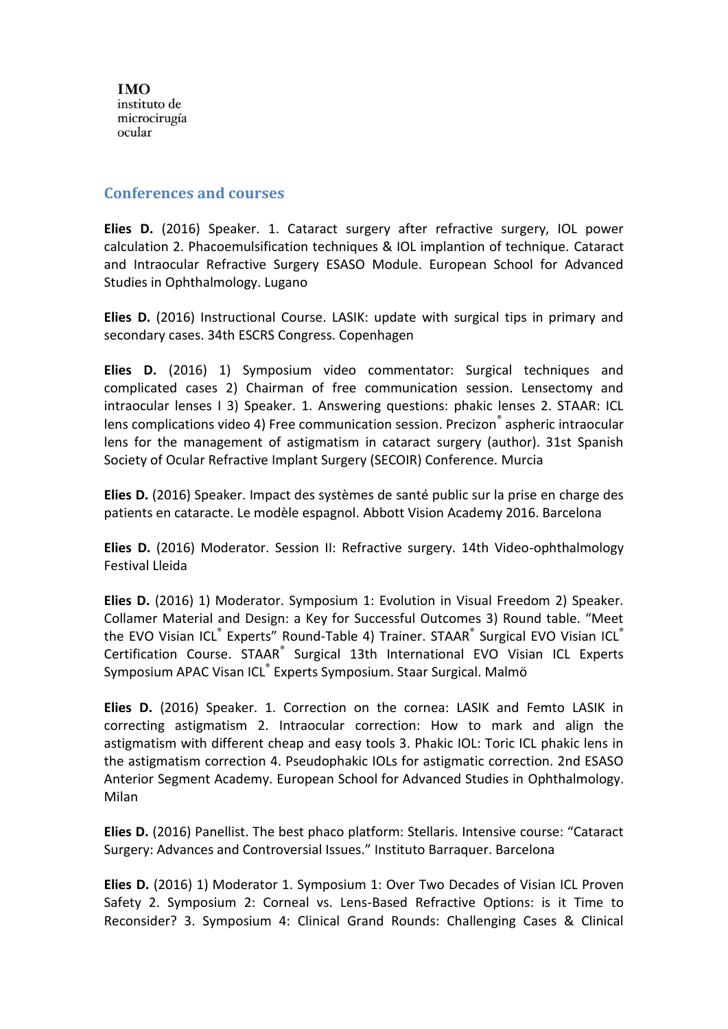**IMO**
instituto de
microcirugía
ocular

## Conferences and courses

**Elies D.** (2016) Speaker. 1. Cataract surgery after refractive surgery, IOL power calculation 2. Phacoemulsification techniques & IOL implantion of technique. Cataract and Intraocular Refractive Surgery ESASO Module. European School for Advanced Studies in Ophthalmology. Lugano

**Elies D.** (2016) Instructional Course. LASIK: update with surgical tips in primary and secondary cases. 34th ESCRS Congress. Copenhagen

**Elies D.** (2016) 1) Symposium video commentator: Surgical techniques and complicated cases 2) Chairman of free communication session. Lensectomy and intraocular lenses I 3) Speaker. 1. Answering questions: phakic lenses 2. STAAR: ICL lens complications video 4) Free communication session. Precizon® aspheric intraocular lens for the management of astigmatism in cataract surgery (author). 31st Spanish Society of Ocular Refractive Implant Surgery (SECOIR) Conference. Murcia

**Elies D.** (2016) Speaker. Impact des systèmes de santé public sur la prise en charge des patients en cataracte. Le modèle espagnol. Abbott Vision Academy 2016. Barcelona

**Elies D.** (2016) Moderator. Session II: Refractive surgery. 14th Video-ophthalmology Festival Lleida

**Elies D.** (2016) 1) Moderator. Symposium 1: Evolution in Visual Freedom 2) Speaker. Collamer Material and Design: a Key for Successful Outcomes 3) Round table. "Meet the EVO Visian ICL® Experts" Round-Table 4) Trainer. STAAR® Surgical EVO Visian ICL® Certification Course. STAAR® Surgical 13th International EVO Visian ICL Experts Symposium APAC Visan ICL® Experts Symposium. Staar Surgical. Malmö

**Elies D.** (2016) Speaker. 1. Correction on the cornea: LASIK and Femto LASIK in correcting astigmatism 2. Intraocular correction: How to mark and align the astigmatism with different cheap and easy tools 3. Phakic IOL: Toric ICL phakic lens in the astigmatism correction 4. Pseudophakic IOLs for astigmatic correction. 2nd ESASO Anterior Segment Academy. European School for Advanced Studies in Ophthalmology. Milan

**Elies D.** (2016) Panellist. The best phaco platform: Stellaris. Intensive course: "Cataract Surgery: Advances and Controversial Issues." Instituto Barraquer. Barcelona

**Elies D.** (2016) 1) Moderator 1. Symposium 1: Over Two Decades of Visian ICL Proven Safety 2. Symposium 2: Corneal vs. Lens-Based Refractive Options: is it Time to Reconsider? 3. Symposium 4: Clinical Grand Rounds: Challenging Cases & Clinical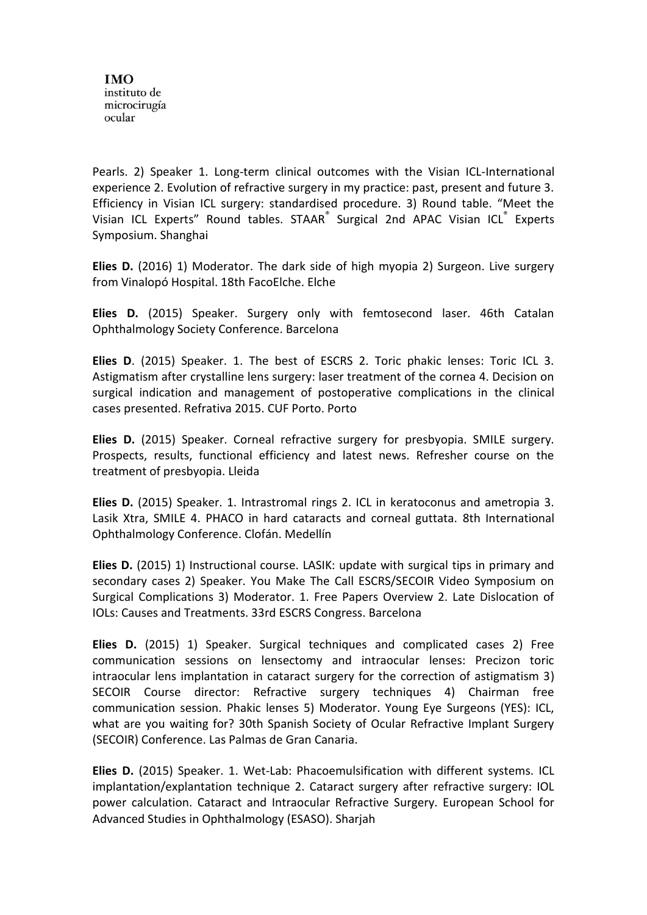Pearls. 2) Speaker 1. Long-term clinical outcomes with the Visian ICL-International experience 2. Evolution of refractive surgery in my practice: past, present and future 3. Efficiency in Visian ICL surgery: standardised procedure. 3) Round table. "Meet the Visian ICL Experts" Round tables. STAAR® Surgical 2nd APAC Visian ICL® Experts Symposium. Shanghai

**Elies D.** (2016) 1) Moderator. The dark side of high myopia 2) Surgeon. Live surgery from Vinalopó Hospital. 18th FacoElche. Elche

**Elies D.** (2015) Speaker. Surgery only with femtosecond laser. 46th Catalan Ophthalmology Society Conference. Barcelona

**Elies D**. (2015) Speaker. 1. The best of ESCRS 2. Toric phakic lenses: Toric ICL 3. Astigmatism after crystalline lens surgery: laser treatment of the cornea 4. Decision on surgical indication and management of postoperative complications in the clinical cases presented. Refrativa 2015. CUF Porto. Porto

**Elies D.** (2015) Speaker. Corneal refractive surgery for presbyopia. SMILE surgery. Prospects, results, functional efficiency and latest news. Refresher course on the treatment of presbyopia. Lleida

**Elies D.** (2015) Speaker. 1. Intrastromal rings 2. ICL in keratoconus and ametropia 3. Lasik Xtra, SMILE 4. PHACO in hard cataracts and corneal guttata. 8th International Ophthalmology Conference. Clofán. Medellín

**Elies D.** (2015) 1) Instructional course. LASIK: update with surgical tips in primary and secondary cases 2) Speaker. You Make The Call ESCRS/SECOIR Video Symposium on Surgical Complications 3) Moderator. 1. Free Papers Overview 2. Late Dislocation of IOLs: Causes and Treatments. 33rd ESCRS Congress. Barcelona

**Elies D.** (2015) 1) Speaker. Surgical techniques and complicated cases 2) Free communication sessions on lensectomy and intraocular lenses: Precizon toric intraocular lens implantation in cataract surgery for the correction of astigmatism 3) SECOIR Course director: Refractive surgery techniques 4) Chairman free communication session. Phakic lenses 5) Moderator. Young Eye Surgeons (YES): ICL, what are you waiting for? 30th Spanish Society of Ocular Refractive Implant Surgery (SECOIR) Conference. Las Palmas de Gran Canaria.

**Elies D.** (2015) Speaker. 1. Wet-Lab: Phacoemulsification with different systems. ICL implantation/explantation technique 2. Cataract surgery after refractive surgery: IOL power calculation. Cataract and Intraocular Refractive Surgery. European School for Advanced Studies in Ophthalmology (ESASO). Sharjah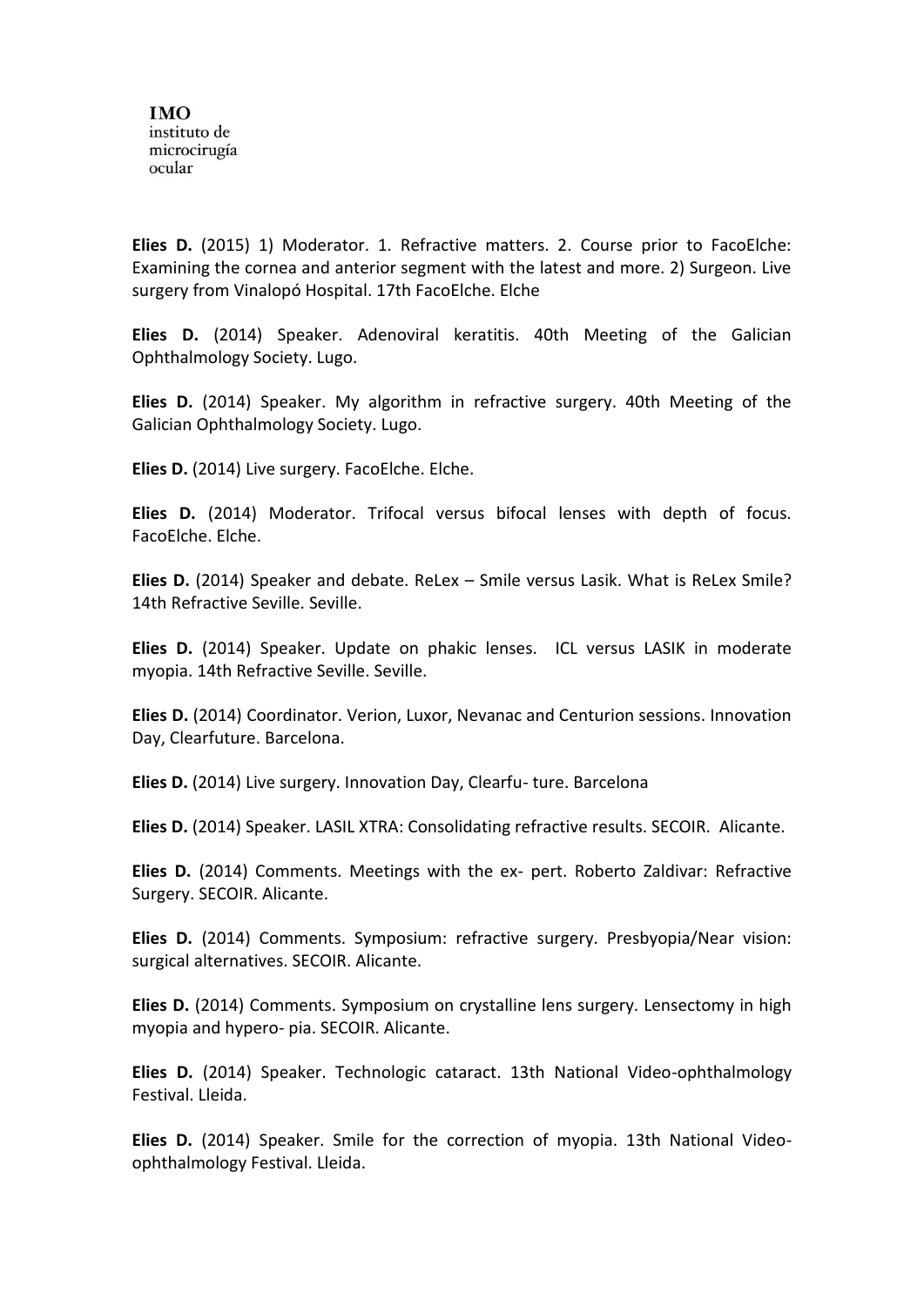**IMO**
instituto de
microcirugía
ocular

**Elies D.** (2015) 1) Moderator. 1. Refractive matters. 2. Course prior to FacoElche: Examining the cornea and anterior segment with the latest and more. 2) Surgeon. Live surgery from Vinalopó Hospital. 17th FacoElche. Elche

**Elies D.** (2014) Speaker. Adenoviral keratitis. 40th Meeting of the Galician Ophthalmology Society. Lugo.

**Elies D.** (2014) Speaker. My algorithm in refractive surgery. 40th Meeting of the Galician Ophthalmology Society. Lugo.

**Elies D.** (2014) Live surgery. FacoElche. Elche.

**Elies D.** (2014) Moderator. Trifocal versus bifocal lenses with depth of focus. FacoElche. Elche.

**Elies D.** (2014) Speaker and debate. ReLex – Smile versus Lasik. What is ReLex Smile? 14th Refractive Seville. Seville.

**Elies D.** (2014) Speaker. Update on phakic lenses. ICL versus LASIK in moderate myopia. 14th Refractive Seville. Seville.

**Elies D.** (2014) Coordinator. Verion, Luxor, Nevanac and Centurion sessions. Innovation Day, Clearfuture. Barcelona.

**Elies D.** (2014) Live surgery. Innovation Day, Clearfu- ture. Barcelona

**Elies D.** (2014) Speaker. LASIL XTRA: Consolidating refractive results. SECOIR. Alicante.

**Elies D.** (2014) Comments. Meetings with the ex- pert. Roberto Zaldivar: Refractive Surgery. SECOIR. Alicante.

**Elies D.** (2014) Comments. Symposium: refractive surgery. Presbyopia/Near vision: surgical alternatives. SECOIR. Alicante.

**Elies D.** (2014) Comments. Symposium on crystalline lens surgery. Lensectomy in high myopia and hypero- pia. SECOIR. Alicante.

**Elies D.** (2014) Speaker. Technologic cataract. 13th National Video-ophthalmology Festival. Lleida.

**Elies D.** (2014) Speaker. Smile for the correction of myopia. 13th National Video-ophthalmology Festival. Lleida.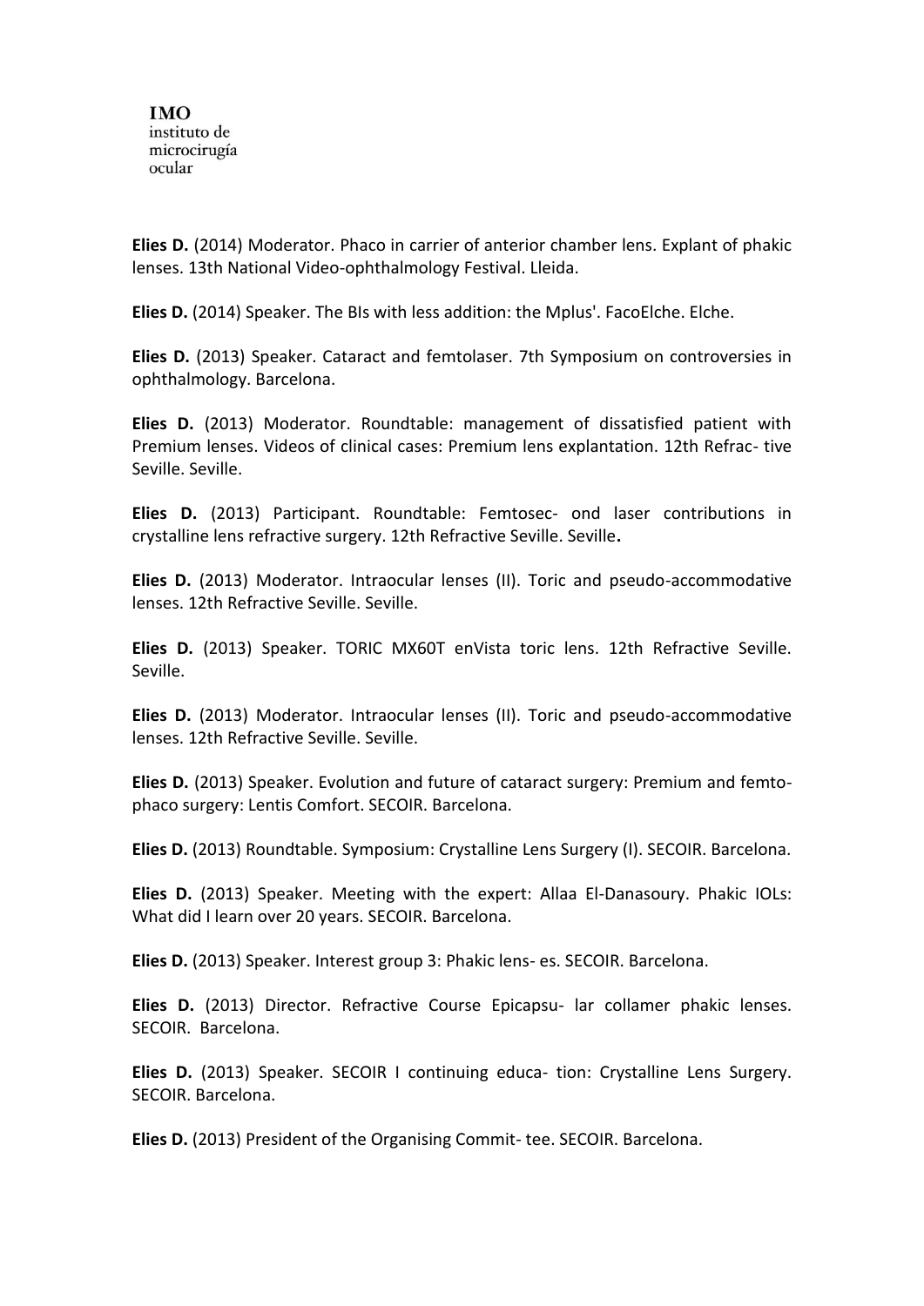**Elies D.** (2014) Moderator. Phaco in carrier of anterior chamber lens. Explant of phakic lenses. 13th National Video-ophthalmology Festival. Lleida.

**Elies D.** (2014) Speaker. The BIs with less addition: the Mplus'. FacoElche. Elche.

**Elies D.** (2013) Speaker. Cataract and femtolaser. 7th Symposium on controversies in ophthalmology. Barcelona.

**Elies D.** (2013) Moderator. Roundtable: management of dissatisfied patient with Premium lenses. Videos of clinical cases: Premium lens explantation. 12th Refrac- tive Seville. Seville.

**Elies D.** (2013) Participant. Roundtable: Femtosec- ond laser contributions in crystalline lens refractive surgery. 12th Refractive Seville. Seville**.**

**Elies D.** (2013) Moderator. Intraocular lenses (II). Toric and pseudo-accommodative lenses. 12th Refractive Seville. Seville.

**Elies D.** (2013) Speaker. TORIC MX60T enVista toric lens. 12th Refractive Seville. Seville.

**Elies D.** (2013) Moderator. Intraocular lenses (II). Toric and pseudo-accommodative lenses. 12th Refractive Seville. Seville.

**Elies D.** (2013) Speaker. Evolution and future of cataract surgery: Premium and femto-phaco surgery: Lentis Comfort. SECOIR. Barcelona.

**Elies D.** (2013) Roundtable. Symposium: Crystalline Lens Surgery (I). SECOIR. Barcelona.

**Elies D.** (2013) Speaker. Meeting with the expert: Allaa El-Danasoury. Phakic IOLs: What did I learn over 20 years. SECOIR. Barcelona.

**Elies D.** (2013) Speaker. Interest group 3: Phakic lens- es. SECOIR. Barcelona.

**Elies D.** (2013) Director. Refractive Course Epicapsu- lar collamer phakic lenses. SECOIR. Barcelona.

**Elies D.** (2013) Speaker. SECOIR I continuing educa- tion: Crystalline Lens Surgery. SECOIR. Barcelona.

**Elies D.** (2013) President of the Organising Commit- tee. SECOIR. Barcelona.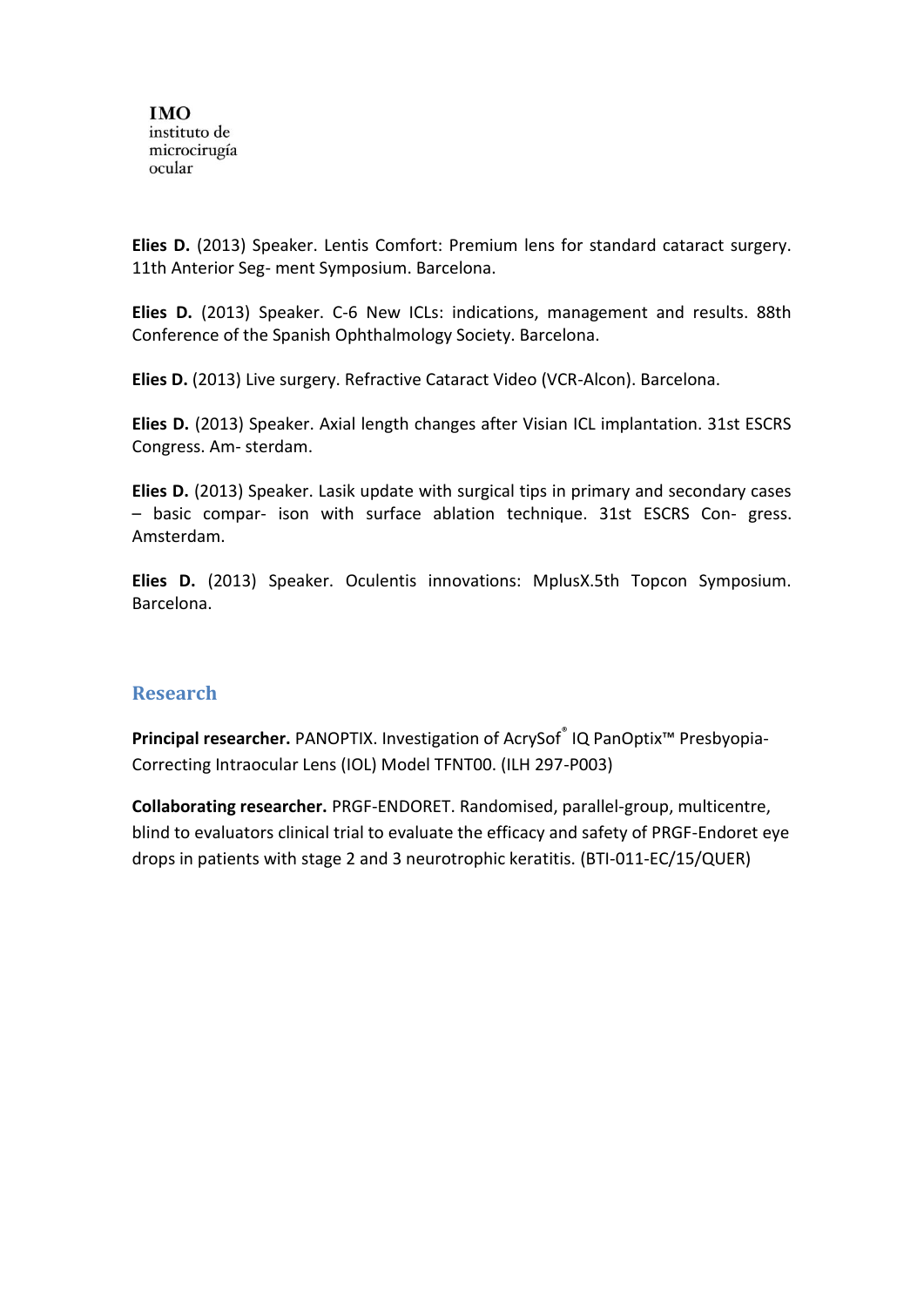**Elies D.** (2013) Speaker. Lentis Comfort: Premium lens for standard cataract surgery. 11th Anterior Seg- ment Symposium. Barcelona.

**Elies D.** (2013) Speaker. C-6 New ICLs: indications, management and results. 88th Conference of the Spanish Ophthalmology Society. Barcelona.

**Elies D.** (2013) Live surgery. Refractive Cataract Video (VCR-Alcon). Barcelona.

**Elies D.** (2013) Speaker. Axial length changes after Visian ICL implantation. 31st ESCRS Congress. Am- sterdam.

**Elies D.** (2013) Speaker. Lasik update with surgical tips in primary and secondary cases – basic compar- ison with surface ablation technique. 31st ESCRS Con- gress. Amsterdam.

**Elies D.** (2013) Speaker. Oculentis innovations: MplusX.5th Topcon Symposium. Barcelona.

## Research

**Principal researcher.** PANOPTIX. Investigation of AcrySof® IQ PanOptix™ Presbyopia-Correcting Intraocular Lens (IOL) Model TFNT00. (ILH 297-P003)

**Collaborating researcher.** PRGF-ENDORET. Randomised, parallel-group, multicentre, blind to evaluators clinical trial to evaluate the efficacy and safety of PRGF-Endoret eye drops in patients with stage 2 and 3 neurotrophic keratitis. (BTI-011-EC/15/QUER)